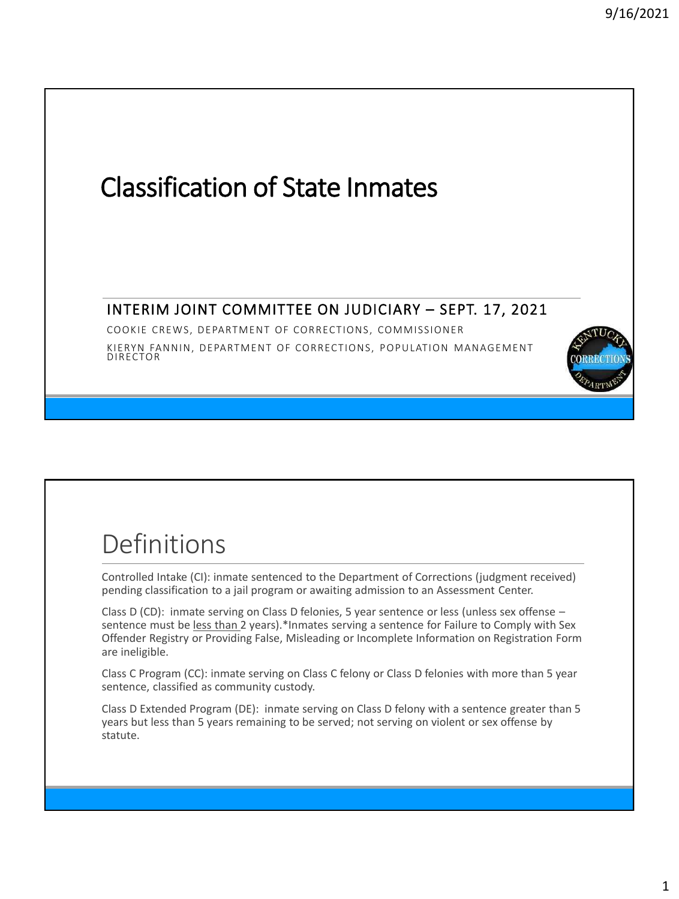# Classification of State Inmates

## INTERIM JOINT COMMITTEE ON JUDICIARY – SEPT. 17, 2021

COOKIE CREWS, DEPARTMENT OF CORRECTIONS, COMMISSIONER

KIERYN FANNIN, DEPARTMENT OF CORRECTIONS, POPULATION MANAGEMENT DIRECTOR

# Definitions

Controlled Intake (CI): inmate sentenced to the Department of Corrections (judgment received) pending classification to a jail program or awaiting admission to an Assessment Center.

Class D (CD): inmate serving on Class D felonies, 5 year sentence or less (unless sex offense – sentence must be less than 2 years).*Inmates serving a sentence for Failure to Comply with Sex Offender Registry or Providing False, Misleading or Incomplete Information on Registration Form are ineligible.

Class C Program (CC): inmate serving on Class C felony or Class D felonies with more than 5 year sentence, classified as community custody.

Class D Extended Program (DE): inmate serving on Class D felony with a sentence greater than 5 years but less than 5 years remaining to be served; not serving on violent or sex offense by statute.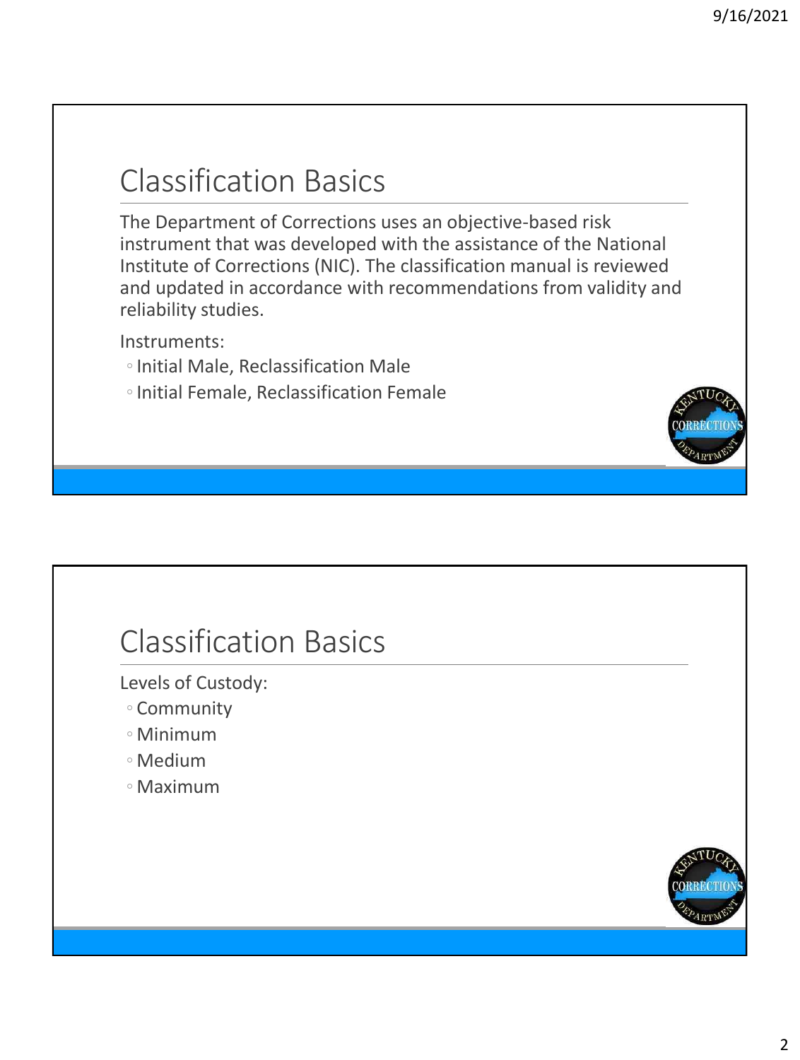## Classification Basics

The Department of Corrections uses an objective-based risk instrument that was developed with the assistance of the National Institute of Corrections (NIC). The classification manual is reviewed and updated in accordance with recommendations from validity and reliability studies.

Instruments:

- Initial Male, Reclassification Male
- Initial Female, Reclassification Female

## Classification Basics

Levels of Custody:

- Community
- Minimum
- Medium
- Maximum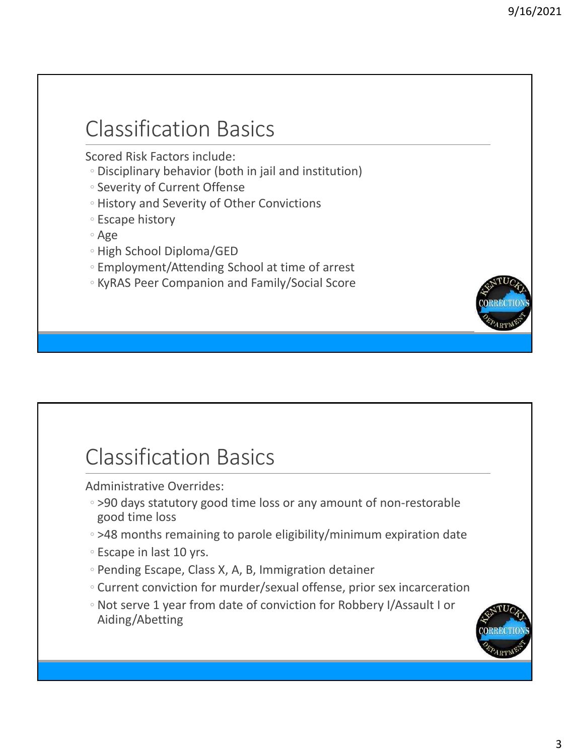## Classification Basics

Scored Risk Factors include:

- Disciplinary behavior (both in jail and institution)
- Severity of Current Offense
- History and Severity of Other Convictions
- Escape history
- Age
- High School Diploma/GED
- Employment/Attending School at time of arrest
- KyRAS Peer Companion and Family/Social Score

## Classification Basics

Administrative Overrides:

- >90 days statutory good time loss or any amount of non-restorable good time loss
- >48 months remaining to parole eligibility/minimum expiration date
- Escape in last 10 yrs.
- Pending Escape, Class X, A, B, Immigration detainer
- Current conviction for murder/sexual offense, prior sex incarceration
- Not serve 1 year from date of conviction for Robbery I/Assault I or Aiding/Abetting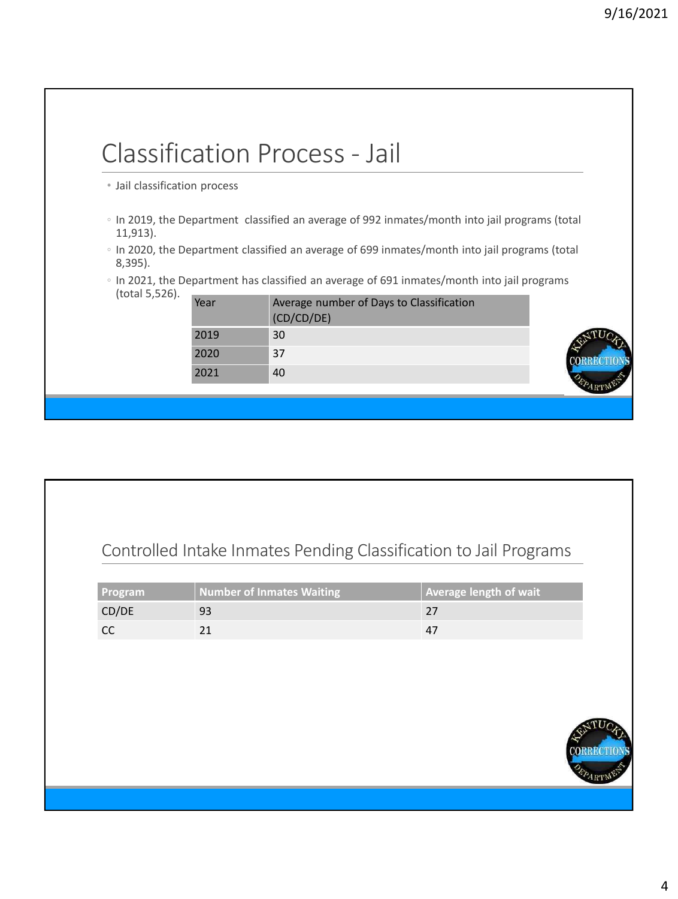# Classification Process - Jail

- Jail classification process

  - In 2019, the Department classified an average of 992 inmates/month into jail programs (total 11,913).
  - In 2020, the Department classified an average of 699 inmates/month into jail programs (total 8,395).
  - In 2021, the Department has classified an average of 691 inmates/month into jail programs (total 5,526).

| Year | Average number of Days to Classification (CD/CD/DE) |
| --- | --- |
| 2019 | 30 |
| 2020 | 37 |
| 2021 | 40 |

## Controlled Intake Inmates Pending Classification to Jail Programs

| Program | Number of Inmates Waiting | Average length of wait |
| --- | --- | --- |
| CD/DE | 93 | 27 |
| CC | 21 | 47 |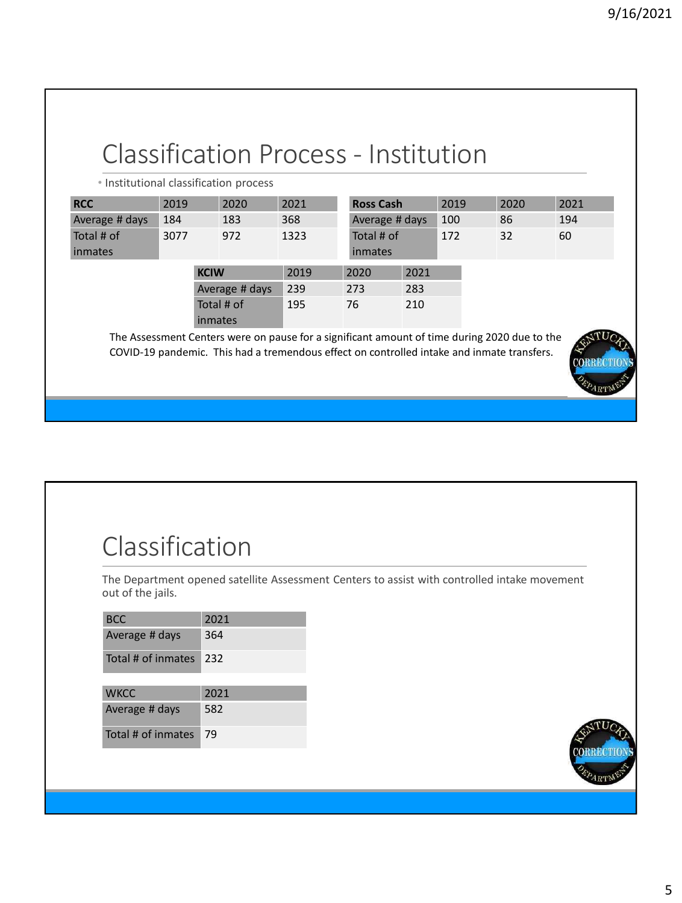# Classification Process - Institution

- Institutional classification process

| RCC | 2019 | 2020 | 2021 |
|---|---|---|---|
| Average # days | 184 | 183 | 368 |
| Total # of inmates | 3077 | 972 | 1323 |

| Ross Cash | 2019 | 2020 | 2021 |
|---|---|---|---|
| Average # days | 100 | 86 | 194 |
| Total # of inmates | 172 | 32 | 60 |

| KCIW | 2019 | 2020 | 2021 |
|---|---|---|---|
| Average # days | 239 | 273 | 283 |
| Total # of inmates | 195 | 76 | 210 |

The Assessment Centers were on pause for a significant amount of time during 2020 due to the COVID-19 pandemic. This had a tremendous effect on controlled intake and inmate transfers.

# Classification

The Department opened satellite Assessment Centers to assist with controlled intake movement out of the jails.

| BCC | 2021 |
|---|---|
| Average # days | 364 |
| Total # of inmates | 232 |

| WKCC | 2021 |
|---|---|
| Average # days | 582 |
| Total # of inmates | 79 |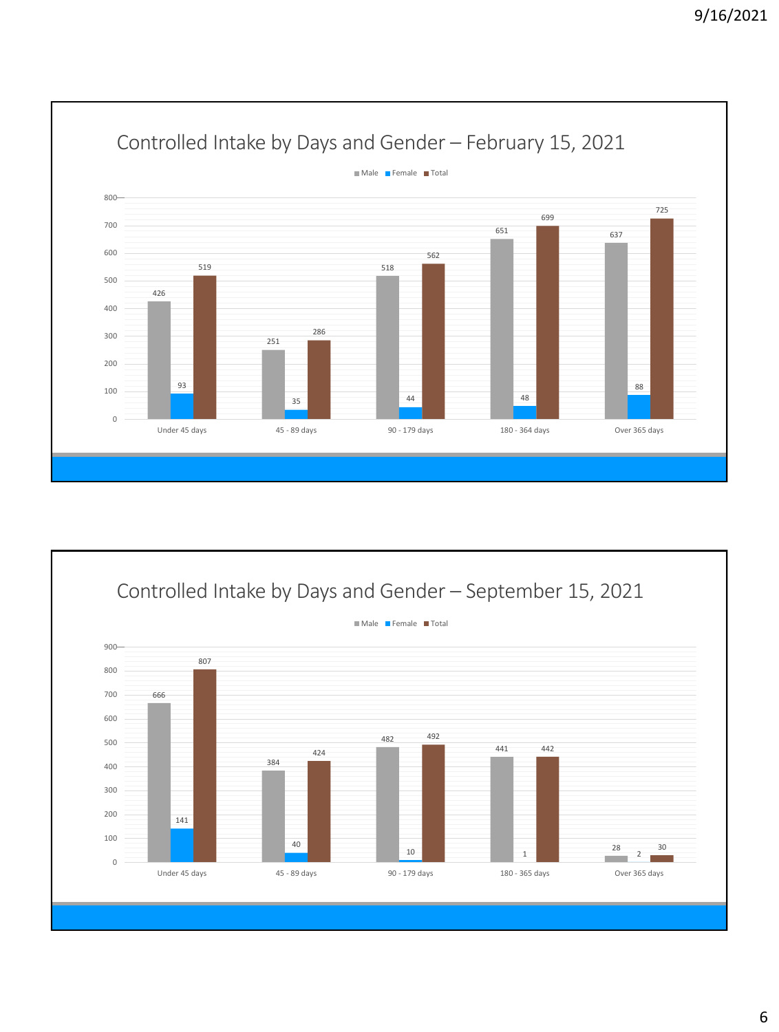## Controlled Intake by Days and Gender – February 15, 2021

| | Male | Female | Total |
|---|---|---|---|
| Under 45 days | 426 | 93 | 519 |
| 45 - 89 days | 251 | 35 | 286 |
| 90 - 179 days | 518 | 44 | 562 |
| 180 - 364 days | 651 | 48 | 699 |
| Over 365 days | 637 | 88 | 725 |

## Controlled Intake by Days and Gender – September 15, 2021

| | Male | Female | Total |
|---|---|---|---|
| Under 45 days | 666 | 141 | 807 |
| 45 - 89 days | 384 | 40 | 424 |
| 90 - 179 days | 482 | 10 | 492 |
| 180 - 365 days | 441 | 1 | 442 |
| Over 365 days | 28 | 2 | 30 |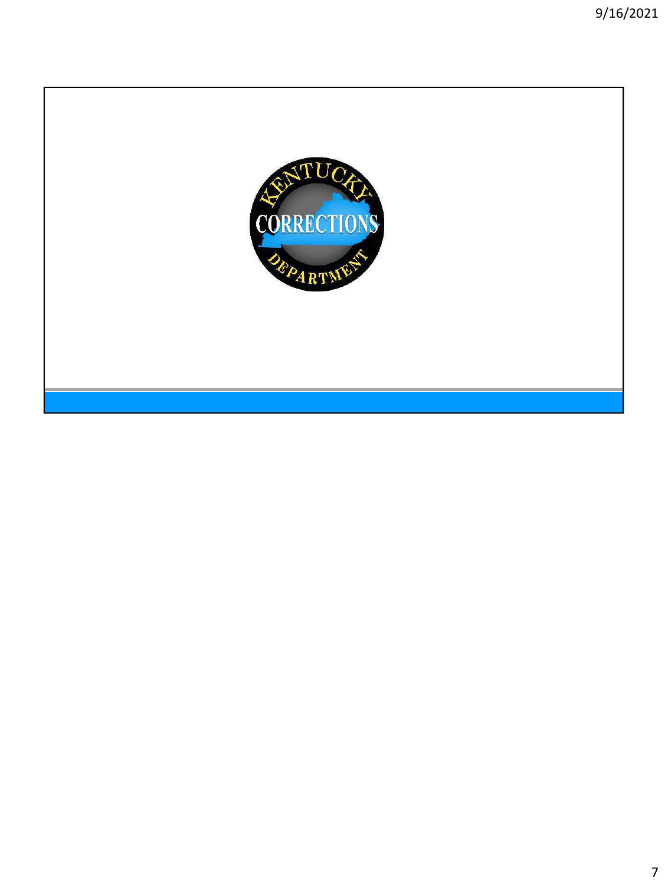KENTUCKY CORRECTIONS DEPARTMENT